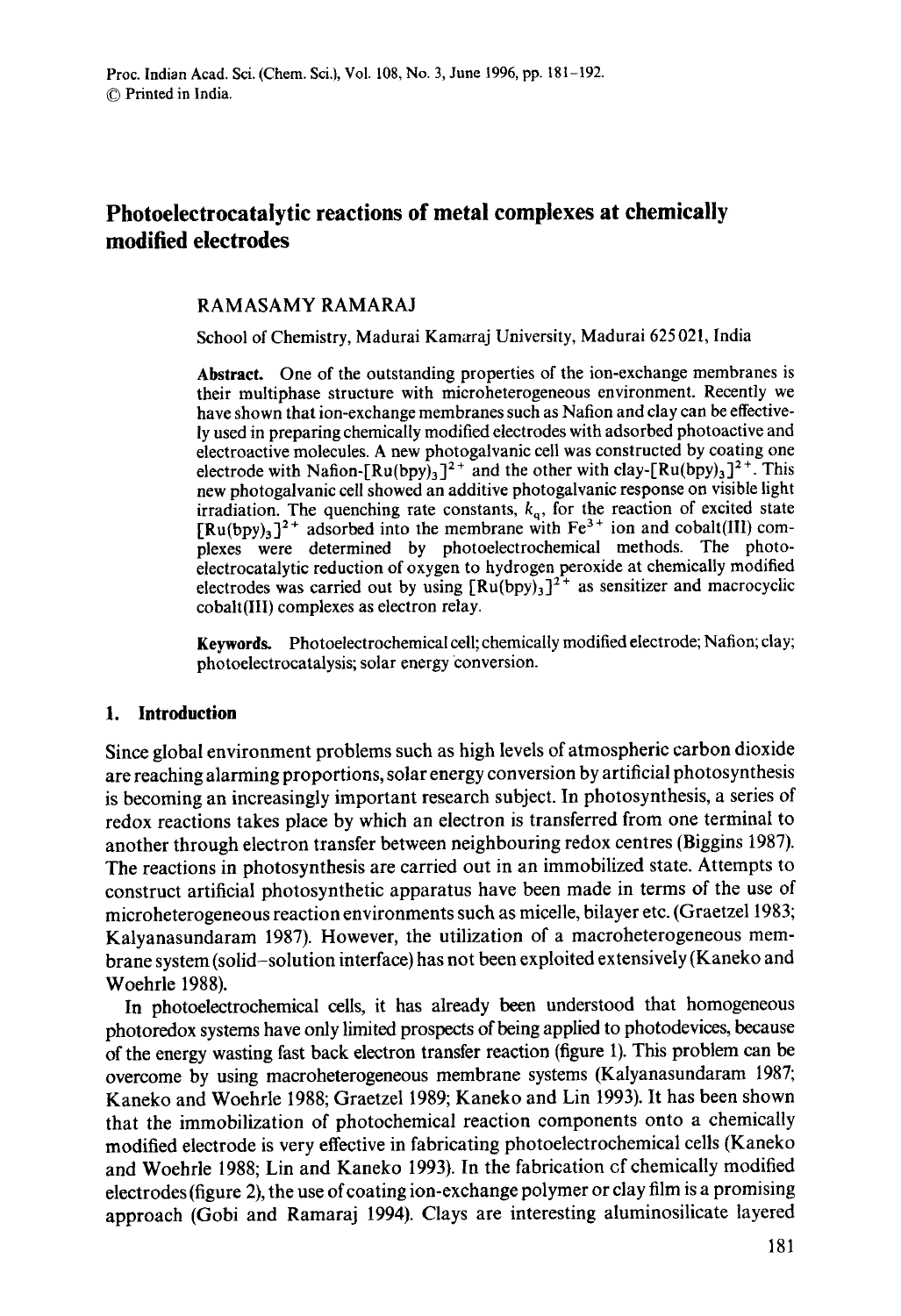# Photoelectrocatalytic reactions of metal complexes at chemically modified electrodes

RAMASAMY RAMARAJ

School of Chemistry, Madurai Kamaraj University, Madurai 625 021, India

**Abstract.** One of the outstanding properties of the ion-exchange membranes is their multiphase structure with microheterogeneous environment. Recently we have shown that ion-exchange membranes such as Nafion and clay can be effectively used in preparing chemically modified electrodes with adsorbed photoactive and electroactive molecules. A new photogalvanic cell was constructed by coating one electrode with Nafion-$[Ru(bpy)_3]^{2+}$ and the other with clay-$[Ru(bpy)_3]^{2+}$. This new photogalvanic cell showed an additive photogalvanic response on visible light irradiation. The quenching rate constants, $k_q$, for the reaction of excited state $[Ru(bpy)_3]^{2+}$ adsorbed into the membrane with $Fe^{3+}$ ion and cobalt(III) complexes were determined by photoelectrochemical methods. The photoelectrocatalytic reduction of oxygen to hydrogen peroxide at chemically modified electrodes was carried out by using $[Ru(bpy)_3]^{2+}$ as sensitizer and macrocyclic cobalt(III) complexes as electron relay.

**Keywords.** Photoelectrochemical cell; chemically modified electrode; Nafion; clay; photoelectrocatalysis; solar energy conversion.

## 1. Introduction

Since global environment problems such as high levels of atmospheric carbon dioxide are reaching alarming proportions, solar energy conversion by artificial photosynthesis is becoming an increasingly important research subject. In photosynthesis, a series of redox reactions takes place by which an electron is transferred from one terminal to another through electron transfer between neighbouring redox centres (Biggins 1987). The reactions in photosynthesis are carried out in an immobilized state. Attempts to construct artificial photosynthetic apparatus have been made in terms of the use of microheterogeneous reaction environments such as micelle, bilayer etc. (Graetzel 1983; Kalyanasundaram 1987). However, the utilization of a macroheterogeneous membrane system (solid–solution interface) has not been exploited extensively (Kaneko and Woehrle 1988).

In photoelectrochemical cells, it has already been understood that homogeneous photoredox systems have only limited prospects of being applied to photodevices, because of the energy wasting fast back electron transfer reaction (figure 1). This problem can be overcome by using macroheterogeneous membrane systems (Kalyanasundaram 1987; Kaneko and Woehrle 1988; Graetzel 1989; Kaneko and Lin 1993). It has been shown that the immobilization of photochemical reaction components onto a chemically modified electrode is very effective in fabricating photoelectrochemical cells (Kaneko and Woehrle 1988; Lin and Kaneko 1993). In the fabrication of chemically modified electrodes (figure 2), the use of coating ion-exchange polymer or clay film is a promising approach (Gobi and Ramaraj 1994). Clays are interesting aluminosilicate layered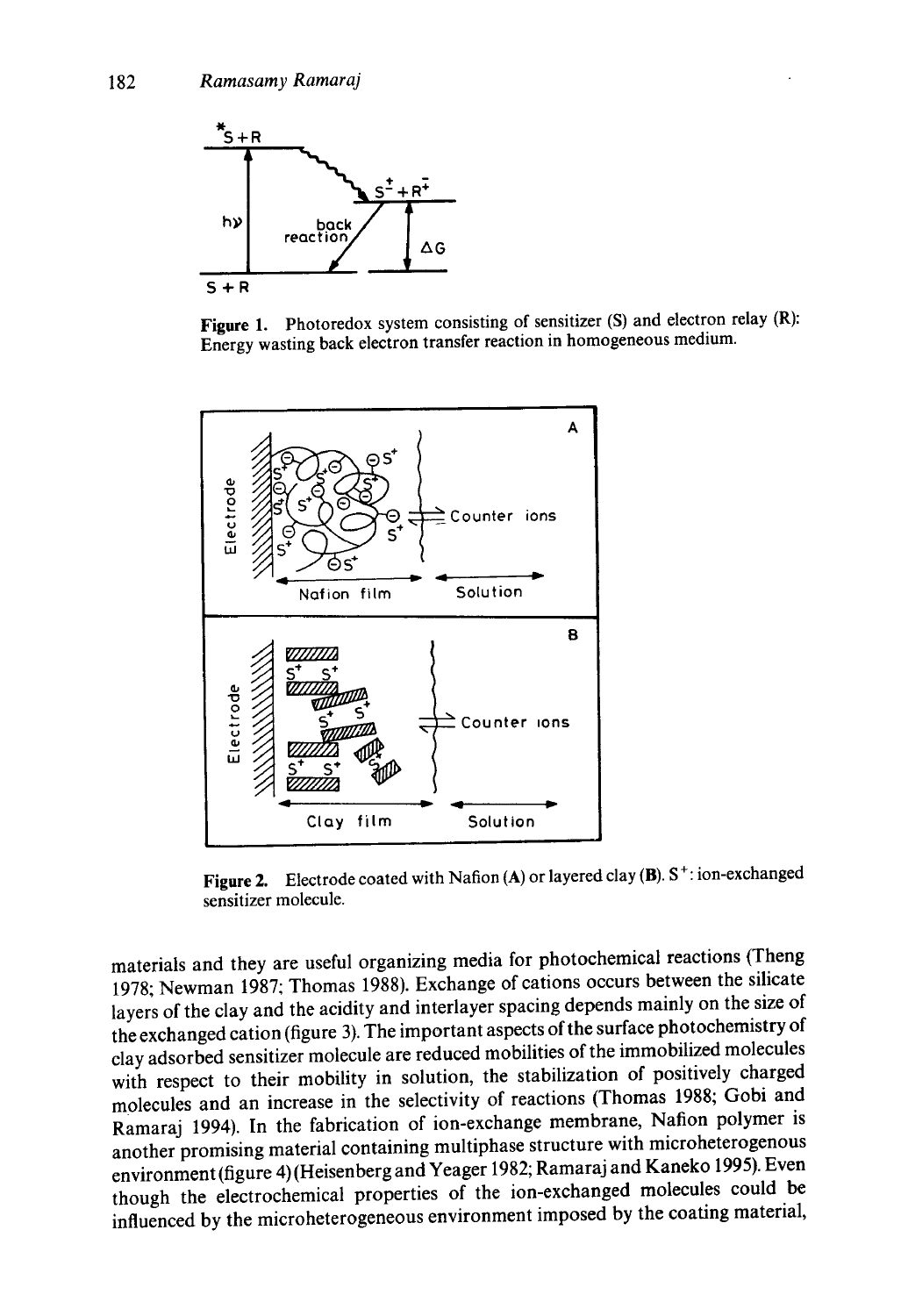Figure 1. Photoredox system consisting of sensitizer (S) and electron relay (R): Energy wasting back electron transfer reaction in homogeneous medium.

Figure 2. Electrode coated with Nafion (A) or layered clay (B). $S^+$: ion-exchanged sensitizer molecule.

materials and they are useful organizing media for photochemical reactions (Theng 1978; Newman 1987; Thomas 1988). Exchange of cations occurs between the silicate layers of the clay and the acidity and interlayer spacing depends mainly on the size of the exchanged cation (figure 3). The important aspects of the surface photochemistry of clay adsorbed sensitizer molecule are reduced mobilities of the immobilized molecules with respect to their mobility in solution, the stabilization of positively charged molecules and an increase in the selectivity of reactions (Thomas 1988; Gobi and Ramaraj 1994). In the fabrication of ion-exchange membrane, Nafion polymer is another promising material containing multiphase structure with microheterogenous environment (figure 4) (Heisenberg and Yeager 1982; Ramaraj and Kaneko 1995). Even though the electrochemical properties of the ion-exchanged molecules could be influenced by the microheterogeneous environment imposed by the coating material,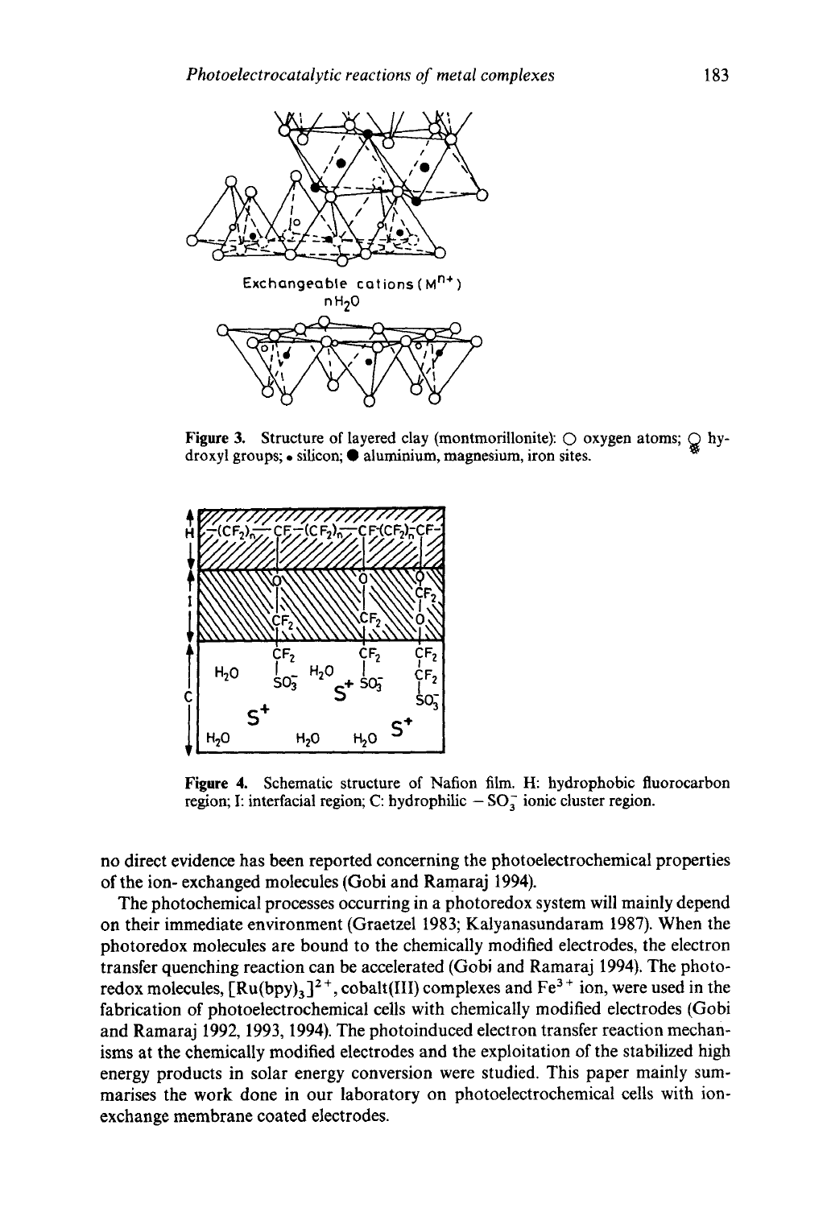Figure 3. Structure of layered clay (montmorillonite): ○ oxygen atoms; hydroxyl groups; • silicon; ● aluminium, magnesium, iron sites.

Figure 4. Schematic structure of Nafion film. H: hydrophobic fluorocarbon region; I: interfacial region; C: hydrophilic $-SO_3^-$ ionic cluster region.

no direct evidence has been reported concerning the photoelectrochemical properties of the ion- exchanged molecules (Gobi and Ramaraj 1994).

The photochemical processes occurring in a photoredox system will mainly depend on their immediate environment (Graetzel 1983; Kalyanasundaram 1987). When the photoredox molecules are bound to the chemically modified electrodes, the electron transfer quenching reaction can be accelerated (Gobi and Ramaraj 1994). The photoredox molecules, $[Ru(bpy)_3]^{2+}$, cobalt(III) complexes and $Fe^{3+}$ ion, were used in the fabrication of photoelectrochemical cells with chemically modified electrodes (Gobi and Ramaraj 1992, 1993, 1994). The photoinduced electron transfer reaction mechanisms at the chemically modified electrodes and the exploitation of the stabilized high energy products in solar energy conversion were studied. This paper mainly summarises the work done in our laboratory on photoelectrochemical cells with ion-exchange membrane coated electrodes.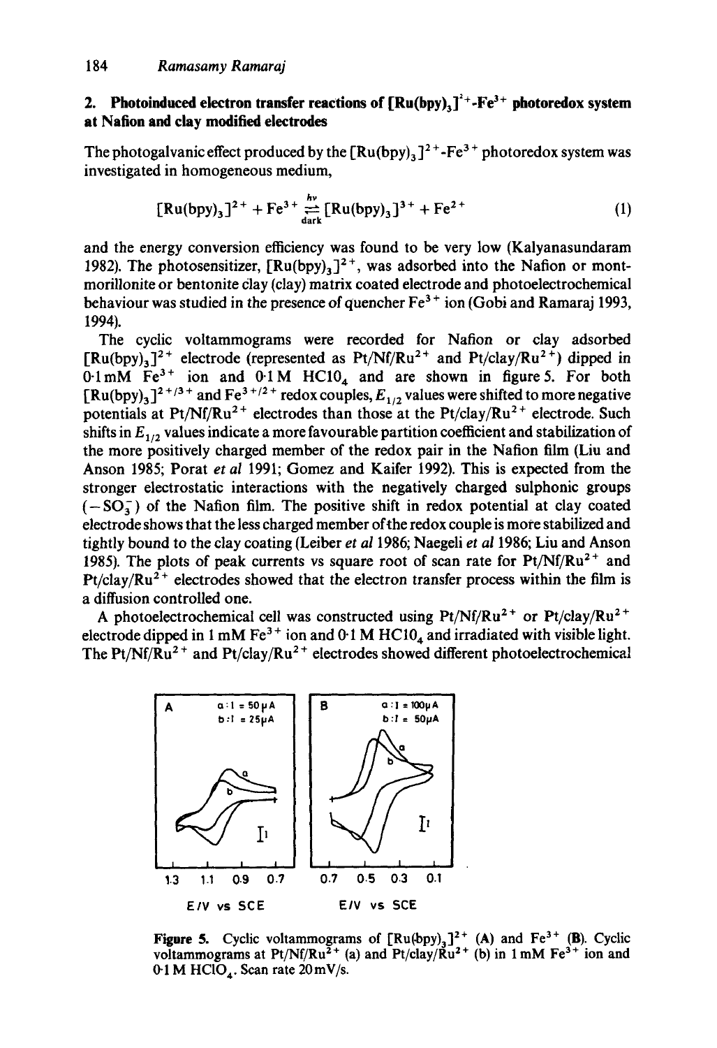## 2. Photoinduced electron transfer reactions of $[Ru(bpy)_3]^{2+}$-$Fe^{3+}$ photoredox system at Nafion and clay modified electrodes

The photogalvanic effect produced by the $[Ru(bpy)_3]^{2+}$-$Fe^{3+}$ photoredox system was investigated in homogeneous medium,

$$[Ru(bpy)_3]^{2+} + Fe^{3+} \underset{\text{dark}}{\overset{h\nu}{\rightleftharpoons}} [Ru(bpy)_3]^{3+} + Fe^{2+} \tag{1}$$

and the energy conversion efficiency was found to be very low (Kalyanasundaram 1982). The photosensitizer, $[Ru(bpy)_3]^{2+}$, was adsorbed into the Nafion or montmorillonite or bentonite clay (clay) matrix coated electrode and photoelectrochemical behaviour was studied in the presence of quencher $Fe^{3+}$ ion (Gobi and Ramaraj 1993, 1994).

The cyclic voltammograms were recorded for Nafion or clay adsorbed $[Ru(bpy)_3]^{2+}$ electrode (represented as Pt/Nf/$Ru^{2+}$ and Pt/clay/$Ru^{2+}$) dipped in 0·1 mM $Fe^{3+}$ ion and 0·1 M $HClO_4$ and are shown in figure 5. For both $[Ru(bpy)_3]^{2+/3+}$ and $Fe^{3+/2+}$ redox couples, $E_{1/2}$ values were shifted to more negative potentials at Pt/Nf/$Ru^{2+}$ electrodes than those at the Pt/clay/$Ru^{2+}$ electrode. Such shifts in $E_{1/2}$ values indicate a more favourable partition coefficient and stabilization of the more positively charged member of the redox pair in the Nafion film (Liu and Anson 1985; Porat *et al* 1991; Gomez and Kaifer 1992). This is expected from the stronger electrostatic interactions with the negatively charged sulphonic groups ($-SO_3^-$) of the Nafion film. The positive shift in redox potential at clay coated electrode shows that the less charged member of the redox couple is more stabilized and tightly bound to the clay coating (Leiber *et al* 1986; Naegeli *et al* 1986; Liu and Anson 1985). The plots of peak currents vs square root of scan rate for Pt/Nf/$Ru^{2+}$ and Pt/clay/$Ru^{2+}$ electrodes showed that the electron transfer process within the film is a diffusion controlled one.

A photoelectrochemical cell was constructed using Pt/Nf/$Ru^{2+}$ or Pt/clay/$Ru^{2+}$ electrode dipped in 1 mM $Fe^{3+}$ ion and 0·1 M $HClO_4$ and irradiated with visible light. The Pt/Nf/$Ru^{2+}$ and Pt/clay/$Ru^{2+}$ electrodes showed different photoelectrochemical

**Figure 5.** Cyclic voltammograms of $[Ru(bpy)_3]^{2+}$ (**A**) and $Fe^{3+}$ (**B**). Cyclic voltammograms at Pt/Nf/$Ru^{2+}$ (a) and Pt/clay/$Ru^{2+}$ (b) in 1 mM $Fe^{3+}$ ion and 0·1 M $HClO_4$. Scan rate 20 mV/s.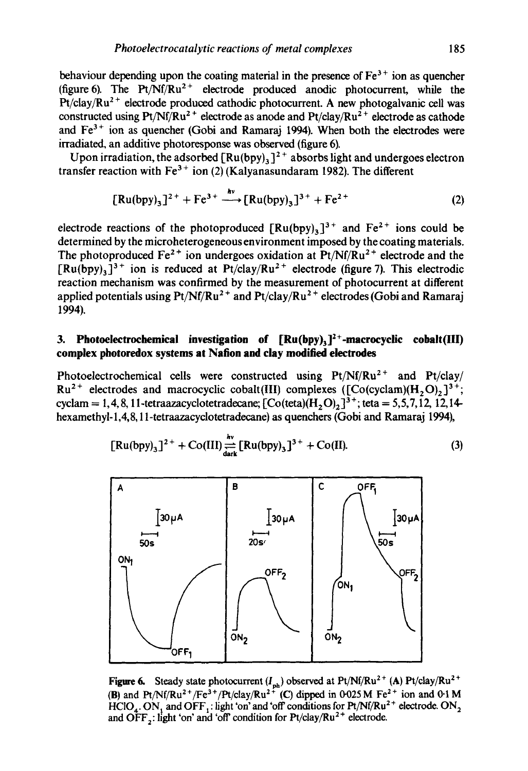behaviour depending upon the coating material in the presence of $Fe^{3+}$ ion as quencher (figure 6). The Pt/Nf/$Ru^{2+}$ electrode produced anodic photocurrent, while the Pt/clay/$Ru^{2+}$ electrode produced cathodic photocurrent. A new photogalvanic cell was constructed using Pt/Nf/$Ru^{2+}$ electrode as anode and Pt/clay/$Ru^{2+}$ electrode as cathode and $Fe^{3+}$ ion as quencher (Gobi and Ramaraj 1994). When both the electrodes were irradiated, an additive photoresponse was observed (figure 6).

Upon irradiation, the adsorbed $[Ru(bpy)_3]^{2+}$ absorbs light and undergoes electron transfer reaction with $Fe^{3+}$ ion (2) (Kalyanasundaram 1982). The different

$$[Ru(bpy)_3]^{2+} + Fe^{3+} \xrightarrow{h\nu} [Ru(bpy)_3]^{3+} + Fe^{2+} \tag{2}$$

electrode reactions of the photoproduced $[Ru(bpy)_3]^{3+}$ and $Fe^{2+}$ ions could be determined by the microheterogeneous environment imposed by the coating materials. The photoproduced $Fe^{2+}$ ion undergoes oxidation at Pt/Nf/$Ru^{2+}$ electrode and the $[Ru(bpy)_3]^{3+}$ ion is reduced at Pt/clay/$Ru^{2+}$ electrode (figure 7). This electrodic reaction mechanism was confirmed by the measurement of photocurrent at different applied potentials using Pt/Nf/$Ru^{2+}$ and Pt/clay/$Ru^{2+}$ electrodes (Gobi and Ramaraj 1994).

## 3. Photoelectrochemical investigation of $[Ru(bpy)_3]^{2+}$-macrocyclic cobalt(III) complex photoredox systems at Nafion and clay modified electrodes

Photoelectrochemical cells were constructed using Pt/Nf/$Ru^{2+}$ and Pt/clay/$Ru^{2+}$ electrodes and macrocyclic cobalt(III) complexes ($[Co(cyclam)(H_2O)_2]^{3+}$; cyclam = 1,4,8,11-tetraazacyclotetradecane; $[Co(teta)(H_2O)_2]^{3+}$; teta = 5,5,7,12,12,14-hexamethyl-1,4,8,11-tetraazacyclotetradecane) as quenchers (Gobi and Ramaraj 1994),

$$[Ru(bpy)_3]^{2+} + Co(III) \underset{dark}{\overset{h\nu}{\rightleftharpoons}} [Ru(bpy)_3]^{3+} + Co(II). \tag{3}$$

**Figure 6.** Steady state photocurrent ($I_{ph}$) observed at Pt/Nf/$Ru^{2+}$ (**A**) Pt/clay/$Ru^{2+}$ (**B**) and Pt/Nf/$Ru^{2+}$/$Fe^{3+}$/Pt/clay/$Ru^{2+}$ (**C**) dipped in 0·025 M $Fe^{2+}$ ion and 0·1 M $HClO_4$. $ON_1$ and $OFF_1$: light 'on' and 'off' conditions for Pt/Nf/$Ru^{2+}$ electrode. $ON_2$ and $OFF_2$: light 'on' and 'off' condition for Pt/clay/$Ru^{2+}$ electrode.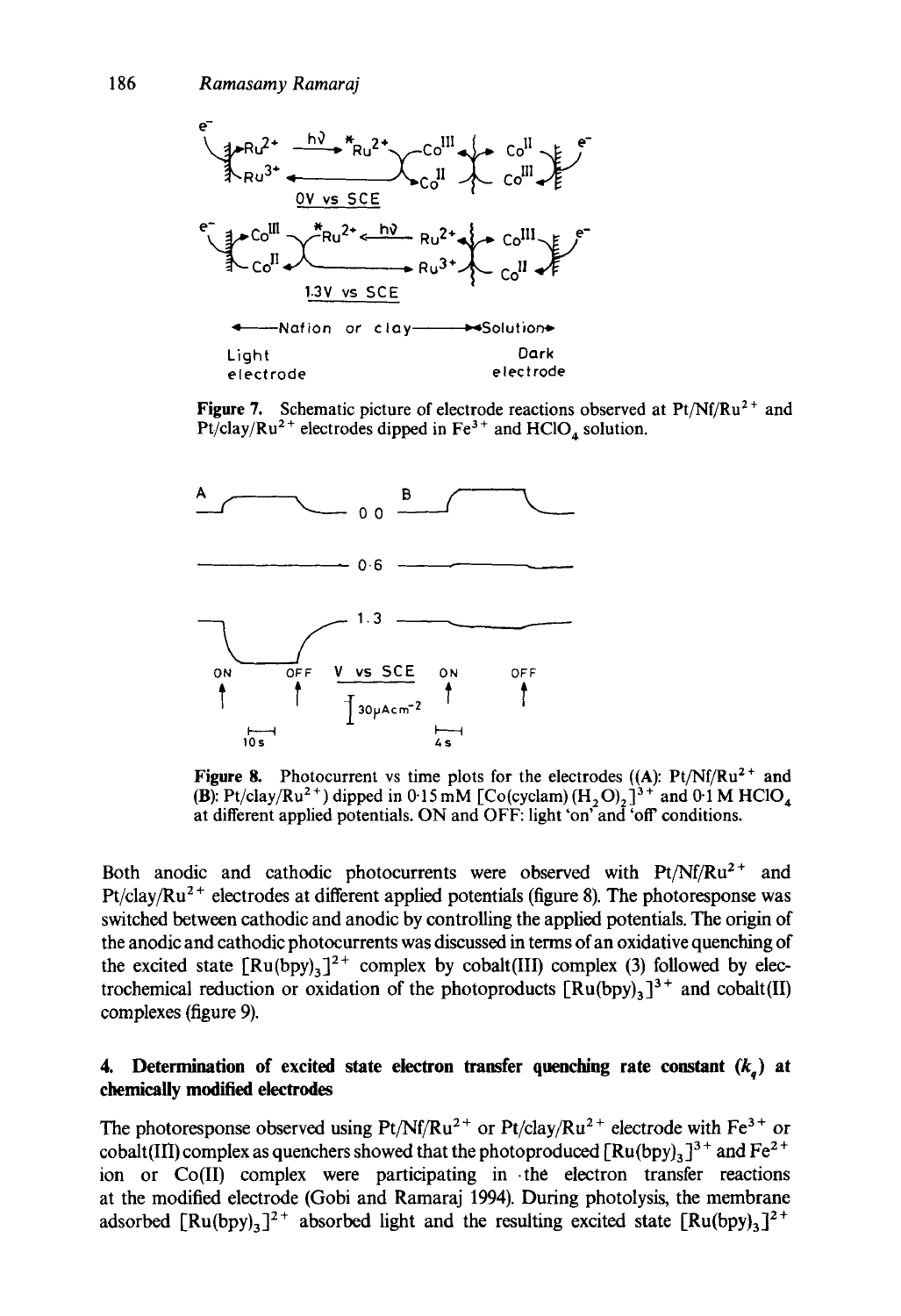Figure 7. Schematic picture of electrode reactions observed at Pt/Nf/$Ru^{2+}$ and Pt/clay/$Ru^{2+}$ electrodes dipped in $Fe^{3+}$ and $HClO_4$ solution.

Figure 8. Photocurrent vs time plots for the electrodes ((A): Pt/Nf/$Ru^{2+}$ and (B): Pt/clay/$Ru^{2+}$) dipped in 0·15 mM $[Co(cyclam)(H_2O)_2]^{3+}$ and 0·1 M $HClO_4$ at different applied potentials. ON and OFF: light 'on' and 'off' conditions.

Both anodic and cathodic photocurrents were observed with Pt/Nf/$Ru^{2+}$ and Pt/clay/$Ru^{2+}$ electrodes at different applied potentials (figure 8). The photoresponse was switched between cathodic and anodic by controlling the applied potentials. The origin of the anodic and cathodic photocurrents was discussed in terms of an oxidative quenching of the excited state $[Ru(bpy)_3]^{2+}$ complex by cobalt(III) complex (3) followed by electrochemical reduction or oxidation of the photoproducts $[Ru(bpy)_3]^{3+}$ and cobalt(II) complexes (figure 9).

## 4. Determination of excited state electron transfer quenching rate constant ($k_q$) at chemically modified electrodes

The photoresponse observed using Pt/Nf/$Ru^{2+}$ or Pt/clay/$Ru^{2+}$ electrode with $Fe^{3+}$ or cobalt(III) complex as quenchers showed that the photoproduced $[Ru(bpy)_3]^{3+}$ and $Fe^{2+}$ ion or Co(II) complex were participating in the electron transfer reactions at the modified electrode (Gobi and Ramaraj 1994). During photolysis, the membrane adsorbed $[Ru(bpy)_3]^{2+}$ absorbed light and the resulting excited state $[Ru(bpy)_3]^{2+}$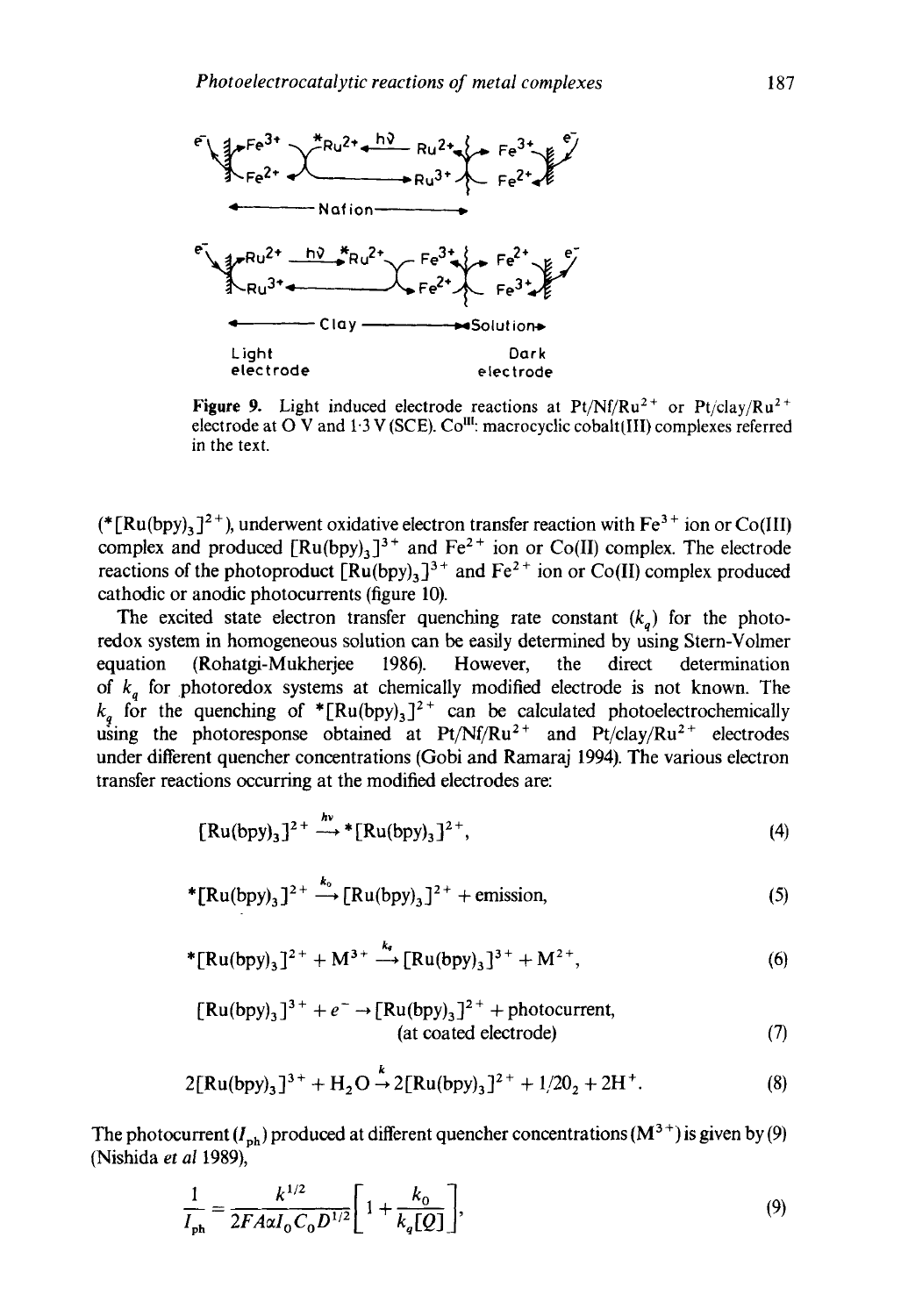Figure 9. Light induced electrode reactions at Pt/Nf/$Ru^{2+}$ or Pt/clay/$Ru^{2+}$ electrode at O V and 1·3 V (SCE). $Co^{III}$: macrocyclic cobalt(III) complexes referred in the text.

($*[Ru(bpy)_3]^{2+}$), underwent oxidative electron transfer reaction with $Fe^{3+}$ ion or Co(III) complex and produced $[Ru(bpy)_3]^{3+}$ and $Fe^{2+}$ ion or Co(II) complex. The electrode reactions of the photoproduct $[Ru(bpy)_3]^{3+}$ and $Fe^{2+}$ ion or Co(II) complex produced cathodic or anodic photocurrents (figure 10).

The excited state electron transfer quenching rate constant ($k_q$) for the photoredox system in homogeneous solution can be easily determined by using Stern-Volmer equation (Rohatgi-Mukherjee 1986). However, the direct determination of $k_q$ for photoredox systems at chemically modified electrode is not known. The $k_q$ for the quenching of $*[Ru(bpy)_3]^{2+}$ can be calculated photoelectrochemically using the photoresponse obtained at Pt/Nf/$Ru^{2+}$ and Pt/clay/$Ru^{2+}$ electrodes under different quencher concentrations (Gobi and Ramaraj 1994). The various electron transfer reactions occurring at the modified electrodes are:

$$[Ru(bpy)_3]^{2+} \xrightarrow{h\nu} *[Ru(bpy)_3]^{2+}, \tag{4}$$

$$*[Ru(bpy)_3]^{2+} \xrightarrow{k_0} [Ru(bpy)_3]^{2+} + \text{emission}, \tag{5}$$

$$*[Ru(bpy)_3]^{2+} + M^{3+} \xrightarrow{k_q} [Ru(bpy)_3]^{3+} + M^{2+}, \tag{6}$$

$$[Ru(bpy)_3]^{3+} + e^- \rightarrow [Ru(bpy)_3]^{2+} + \text{photocurrent, (at coated electrode)} \tag{7}$$

$$2[Ru(bpy)_3]^{3+} + H_2O \xrightarrow{k} 2[Ru(bpy)_3]^{2+} + 1/2O_2 + 2H^+. \tag{8}$$

The photocurrent ($I_{ph}$) produced at different quencher concentrations ($M^{3+}$) is given by (9) (Nishida *et al* 1989),

$$\frac{1}{I_{ph}} = \frac{k^{1/2}}{2FA\alpha I_0 C_0 D^{1/2}}\left[1 + \frac{k_0}{k_q[Q]}\right], \tag{9}$$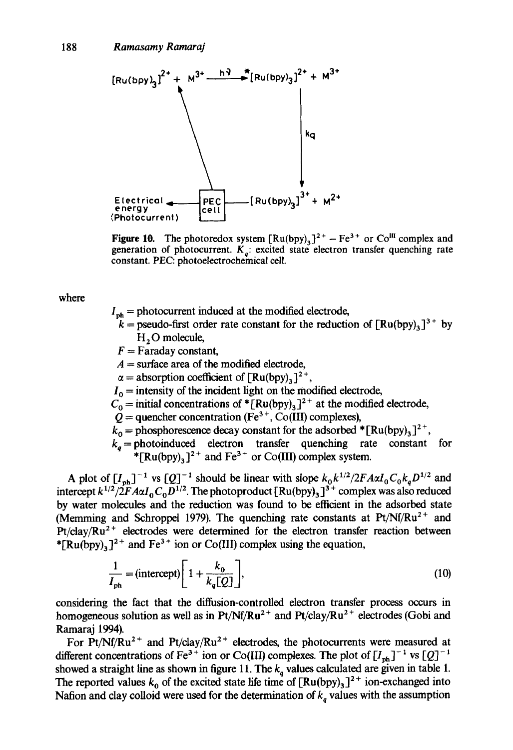$[Ru(bpy)_3]^{2+}$ + $M^{3+}$ $\xrightarrow{h\nu}$ $^*[Ru(bpy)_3]^{2+}$ + $M^{3+}$

$k_q$

Electrical energy (Photocurrent) ← PEC cell — $[Ru(bpy)_3]^{3+}$ + $M^{2+}$

**Figure 10.** The photoredox system $[Ru(bpy)_3]^{2+} - Fe^{3+}$ or $Co^{III}$ complex and generation of photocurrent. $K_q$: excited state electron transfer quenching rate constant. PEC: photoelectrochemical cell.

where

$I_{ph}$ = photocurrent induced at the modified electrode,
$k$ = pseudo-first order rate constant for the reduction of $[Ru(bpy)_3]^{3+}$ by $H_2O$ molecule,
$F$ = Faraday constant,
$A$ = surface area of the modified electrode,
$\alpha$ = absorption coefficient of $[Ru(bpy)_3]^{2+}$,
$I_0$ = intensity of the incident light on the modified electrode,
$C_0$ = initial concentrations of $^*[Ru(bpy)_3]^{2+}$ at the modified electrode,
$Q$ = quencher concentration ($Fe^{3+}$, Co(III) complexes),
$k_0$ = phosphorescence decay constant for the adsorbed $^*[Ru(bpy)_3]^{2+}$,
$k_q$ = photoinduced electron transfer quenching rate constant for $^*[Ru(bpy)_3]^{2+}$ and $Fe^{3+}$ or Co(III) complex system.

A plot of $[I_{ph}]^{-1}$ vs $[Q]^{-1}$ should be linear with slope $k_0 k^{1/2}/2FA\alpha I_0 C_0 k_q D^{1/2}$ and intercept $k^{1/2}/2FA\alpha I_0 C_0 D^{1/2}$. The photoproduct $[Ru(bpy)_3]^{3+}$ complex was also reduced by water molecules and the reduction was found to be efficient in the adsorbed state (Memming and Schroppel 1979). The quenching rate constants at $Pt/Nf/Ru^{2+}$ and $Pt/clay/Ru^{2+}$ electrodes were determined for the electron transfer reaction between $^*[Ru(bpy)_3]^{2+}$ and $Fe^{3+}$ ion or Co(III) complex using the equation,

$$\frac{1}{I_{ph}} = (\text{intercept})\left[1 + \frac{k_0}{k_q[Q]}\right], \tag{10}$$

considering the fact that the diffusion-controlled electron transfer process occurs in homogeneous solution as well as in $Pt/Nf/Ru^{2+}$ and $Pt/clay/Ru^{2+}$ electrodes (Gobi and Ramaraj 1994).

For $Pt/Nf/Ru^{2+}$ and $Pt/clay/Ru^{2+}$ electrodes, the photocurrents were measured at different concentrations of $Fe^{3+}$ ion or Co(III) complexes. The plot of $[I_{ph}]^{-1}$ vs $[Q]^{-1}$ showed a straight line as shown in figure 11. The $k_q$ values calculated are given in table 1. The reported values $k_0$ of the excited state life time of $[Ru(bpy)_3]^{2+}$ ion-exchanged into Nafion and clay colloid were used for the determination of $k_q$ values with the assumption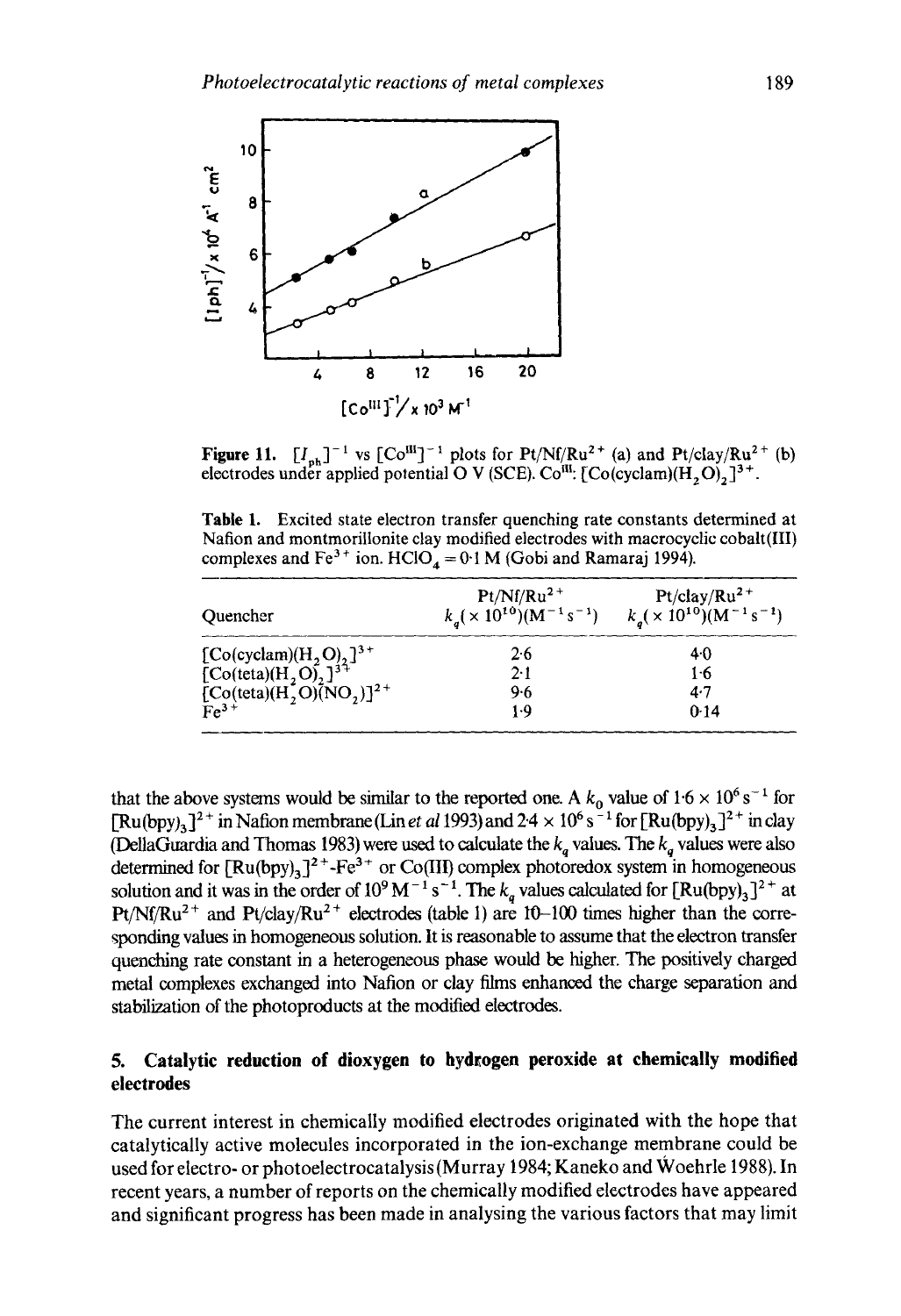**Figure 11.** $[I_{ph}]^{-1}$ vs $[Co^{III}]^{-1}$ plots for Pt/Nf/$Ru^{2+}$ (a) and Pt/clay/$Ru^{2+}$ (b) electrodes under applied potential 0 V (SCE). $Co^{III}$: $[Co(cyclam)(H_2O)_2]^{3+}$.

**Table 1.** Excited state electron transfer quenching rate constants determined at Nafion and montmorillonite clay modified electrodes with macrocyclic cobalt(III) complexes and $Fe^{3+}$ ion. $HClO_4 = 0.1$ M (Gobi and Ramaraj 1994).

| Quencher | Pt/Nf/$Ru^{2+}$ $k_q(\times 10^{10})(M^{-1}s^{-1})$ | Pt/clay/$Ru^{2+}$ $k_q(\times 10^{10})(M^{-1}s^{-1})$ |
|---|---|---|
| $[Co(cyclam)(H_2O)_2]^{3+}$ | 2.6 | 4.0 |
| $[Co(teta)(H_2O)_2]^{3+}$ | 2.1 | 1.6 |
| $[Co(teta)(H_2O)(NO_2)]^{2+}$ | 9.6 | 4.7 |
| $Fe^{3+}$ | 1.9 | 0.14 |

that the above systems would be similar to the reported one. A $k_0$ value of $1.6 \times 10^6\ s^{-1}$ for $[Ru(bpy)_3]^{2+}$ in Nafion membrane (Lin *et al* 1993) and $2.4 \times 10^6\ s^{-1}$ for $[Ru(bpy)_3]^{2+}$ in clay (DellaGuardia and Thomas 1983) were used to calculate the $k_q$ values. The $k_q$ values were also determined for $[Ru(bpy)_3]^{2+}$-$Fe^{3+}$ or Co(III) complex photoredox system in homogeneous solution and it was in the order of $10^9\ M^{-1}\ s^{-1}$. The $k_q$ values calculated for $[Ru(bpy)_3]^{2+}$ at Pt/Nf/$Ru^{2+}$ and Pt/clay/$Ru^{2+}$ electrodes (table 1) are 10–100 times higher than the corresponding values in homogeneous solution. It is reasonable to assume that the electron transfer quenching rate constant in a heterogeneous phase would be higher. The positively charged metal complexes exchanged into Nafion or clay films enhanced the charge separation and stabilization of the photoproducts at the modified electrodes.

## 5. Catalytic reduction of dioxygen to hydrogen peroxide at chemically modified electrodes

The current interest in chemically modified electrodes originated with the hope that catalytically active molecules incorporated in the ion-exchange membrane could be used for electro- or photoelectrocatalysis (Murray 1984; Kaneko and Woehrle 1988). In recent years, a number of reports on the chemically modified electrodes have appeared and significant progress has been made in analysing the various factors that may limit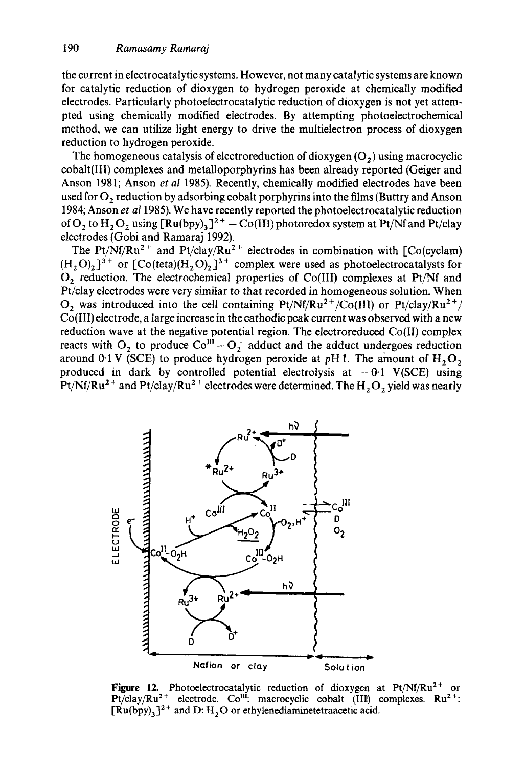the current in electrocatalytic systems. However, not many catalytic systems are known for catalytic reduction of dioxygen to hydrogen peroxide at chemically modified electrodes. Particularly photoelectrocatalytic reduction of dioxygen is not yet attempted using chemically modified electrodes. By attempting photoelectrochemical method, we can utilize light energy to drive the multielectron process of dioxygen reduction to hydrogen peroxide.

The homogeneous catalysis of electroreduction of dioxygen ($O_2$) using macrocyclic cobalt(III) complexes and metalloporphyrins has been already reported (Geiger and Anson 1981; Anson *et al* 1985). Recently, chemically modified electrodes have been used for $O_2$ reduction by adsorbing cobalt porphyrins into the films (Buttry and Anson 1984; Anson *et al* 1985). We have recently reported the photoelectrocatalytic reduction of $O_2$ to $H_2O_2$ using $[Ru(bpy)_3]^{2+}$ – Co(III) photoredox system at Pt/Nf and Pt/clay electrodes (Gobi and Ramaraj 1992).

The Pt/Nf/$Ru^{2+}$ and Pt/clay/$Ru^{2+}$ electrodes in combination with $[Co(cyclam)(H_2O)_2]^{3+}$ or $[Co(teta)(H_2O)_2]^{3+}$ complex were used as photoelectrocatalysts for $O_2$ reduction. The electrochemical properties of Co(III) complexes at Pt/Nf and Pt/clay electrodes were very similar to that recorded in homogeneous solution. When $O_2$ was introduced into the cell containing Pt/Nf/$Ru^{2+}$/Co(III) or Pt/clay/$Ru^{2+}$/Co(III) electrode, a large increase in the cathodic peak current was observed with a new reduction wave at the negative potential region. The electroreduced Co(II) complex reacts with $O_2$ to produce $Co^{III}-O_2^-$ adduct and the adduct undergoes reduction around 0·1 V (SCE) to produce hydrogen peroxide at *p*H 1. The amount of $H_2O_2$ produced in dark by controlled potential electrolysis at −0·1 V(SCE) using Pt/Nf/$Ru^{2+}$ and Pt/clay/$Ru^{2+}$ electrodes were determined. The $H_2O_2$ yield was nearly

**Figure 12.** Photoelectrocatalytic reduction of dioxygen at Pt/Nf/$Ru^{2+}$ or Pt/clay/$Ru^{2+}$ electrode. $Co^{III}$: macrocyclic cobalt (III) complexes. $Ru^{2+}$: $[Ru(bpy)_3]^{2+}$ and D: $H_2O$ or ethylenediaminetetraacetic acid.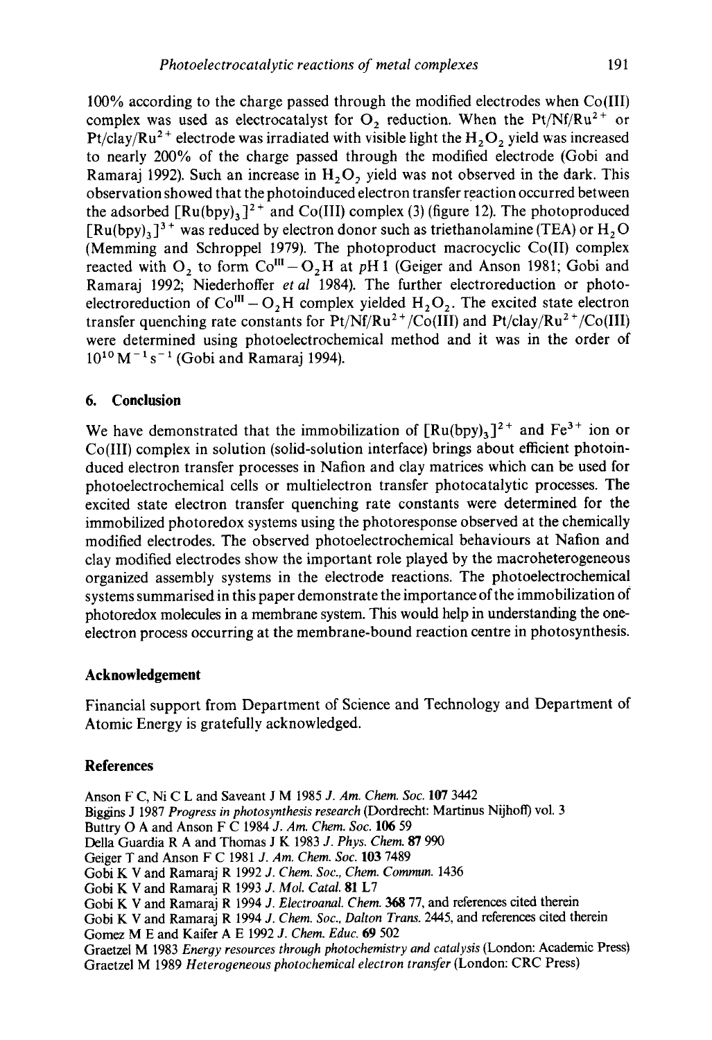100% according to the charge passed through the modified electrodes when Co(III) complex was used as electrocatalyst for $O_2$ reduction. When the Pt/Nf/$Ru^{2+}$ or Pt/clay/$Ru^{2+}$ electrode was irradiated with visible light the $H_2O_2$ yield was increased to nearly 200% of the charge passed through the modified electrode (Gobi and Ramaraj 1992). Such an increase in $H_2O_2$ yield was not observed in the dark. This observation showed that the photoinduced electron transfer reaction occurred between the adsorbed $[Ru(bpy)_3]^{2+}$ and Co(III) complex (3) (figure 12). The photoproduced $[Ru(bpy)_3]^{3+}$ was reduced by electron donor such as triethanolamine (TEA) or $H_2O$ (Memming and Schroppel 1979). The photoproduct macrocyclic Co(II) complex reacted with $O_2$ to form $Co^{III}-O_2H$ at *p*H 1 (Geiger and Anson 1981; Gobi and Ramaraj 1992; Niederhoffer *et al* 1984). The further electroreduction or photoelectroreduction of $Co^{III}-O_2H$ complex yielded $H_2O_2$. The excited state electron transfer quenching rate constants for Pt/Nf/$Ru^{2+}$/Co(III) and Pt/clay/$Ru^{2+}$/Co(III) were determined using photoelectrochemical method and it was in the order of $10^{10}\,M^{-1}\,s^{-1}$ (Gobi and Ramaraj 1994).

## 6. Conclusion

We have demonstrated that the immobilization of $[Ru(bpy)_3]^{2+}$ and $Fe^{3+}$ ion or Co(III) complex in solution (solid-solution interface) brings about efficient photoinduced electron transfer processes in Nafion and clay matrices which can be used for photoelectrochemical cells or multielectron transfer photocatalytic processes. The excited state electron transfer quenching rate constants were determined for the immobilized photoredox systems using the photoresponse observed at the chemically modified electrodes. The observed photoelectrochemical behaviours at Nafion and clay modified electrodes show the important role played by the macroheterogeneous organized assembly systems in the electrode reactions. The photoelectrochemical systems summarised in this paper demonstrate the importance of the immobilization of photoredox molecules in a membrane system. This would help in understanding the one-electron process occurring at the membrane-bound reaction centre in photosynthesis.

## Acknowledgement

Financial support from Department of Science and Technology and Department of Atomic Energy is gratefully acknowledged.

## References

Anson F C, Ni C L and Saveant J M 1985 *J. Am. Chem. Soc.* **107** 3442

Biggins J 1987 *Progress in photosynthesis research* (Dordrecht: Martinus Nijhoff) vol. 3

Buttry O A and Anson F C 1984 *J. Am. Chem. Soc.* **106** 59

Della Guardia R A and Thomas J K 1983 *J. Phys. Chem.* **87** 990

Geiger T and Anson F C 1981 *J. Am. Chem. Soc.* **103** 7489

Gobi K V and Ramaraj R 1992 *J. Chem. Soc., Chem. Commun.* 1436

Gobi K V and Ramaraj R 1993 *J. Mol. Catal.* **81** L7

Gobi K V and Ramaraj R 1994 *J. Electroanal. Chem.* **368** 77, and references cited therein

Gobi K V and Ramaraj R 1994 *J. Chem. Soc., Dalton Trans.* 2445, and references cited therein

Gomez M E and Kaifer A E 1992 *J. Chem. Educ.* **69** 502

Graetzel M 1983 *Energy resources through photochemistry and catalysis* (London: Academic Press)

Graetzel M 1989 *Heterogeneous photochemical electron transfer* (London: CRC Press)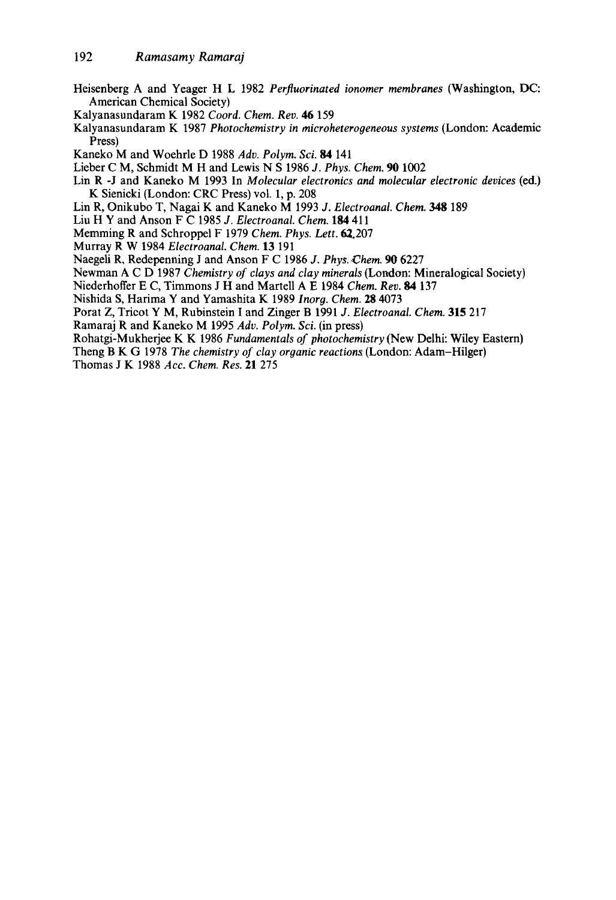Heisenberg A and Yeager H L 1982 *Perfluorinated ionomer membranes* (Washington, DC: American Chemical Society)

Kalyanasundaram K 1982 *Coord. Chem. Rev.* **46** 159

Kalyanasundaram K 1987 *Photochemistry in microheterogeneous systems* (London: Academic Press)

Kaneko M and Woehrle D 1988 *Adv. Polym. Sci.* **84** 141

Lieber C M, Schmidt M H and Lewis N S 1986 *J. Phys. Chem.* **90** 1002

Lin R -J and Kaneko M 1993 In *Molecular electronics and molecular electronic devices* (ed.) K Sienicki (London: CRC Press) vol. 1, p. 208

Lin R, Onikubo T, Nagai K and Kaneko M 1993 *J. Electroanal. Chem.* **348** 189

Liu H Y and Anson F C 1985 *J. Electroanal. Chem.* **184** 411

Memming R and Schroppel F 1979 *Chem. Phys. Lett.* **62** 207

Murray R W 1984 *Electroanal. Chem.* **13** 191

Naegeli R, Redepenning J and Anson F C 1986 *J. Phys. Chem.* **90** 6227

Newman A C D 1987 *Chemistry of clays and clay minerals* (London: Mineralogical Society)

Niederhoffer E C, Timmons J H and Martell A E 1984 *Chem. Rev.* **84** 137

Nishida S, Harima Y and Yamashita K 1989 *Inorg. Chem.* **28** 4073

Porat Z, Tricot Y M, Rubinstein I and Zinger B 1991 *J. Electroanal. Chem.* **315** 217

Ramaraj R and Kaneko M 1995 *Adv. Polym. Sci.* (in press)

Rohatgi-Mukherjee K K 1986 *Fundamentals of photochemistry* (New Delhi: Wiley Eastern)

Theng B K G 1978 *The chemistry of clay organic reactions* (London: Adam–Hilger)

Thomas J K 1988 *Acc. Chem. Res.* **21** 275